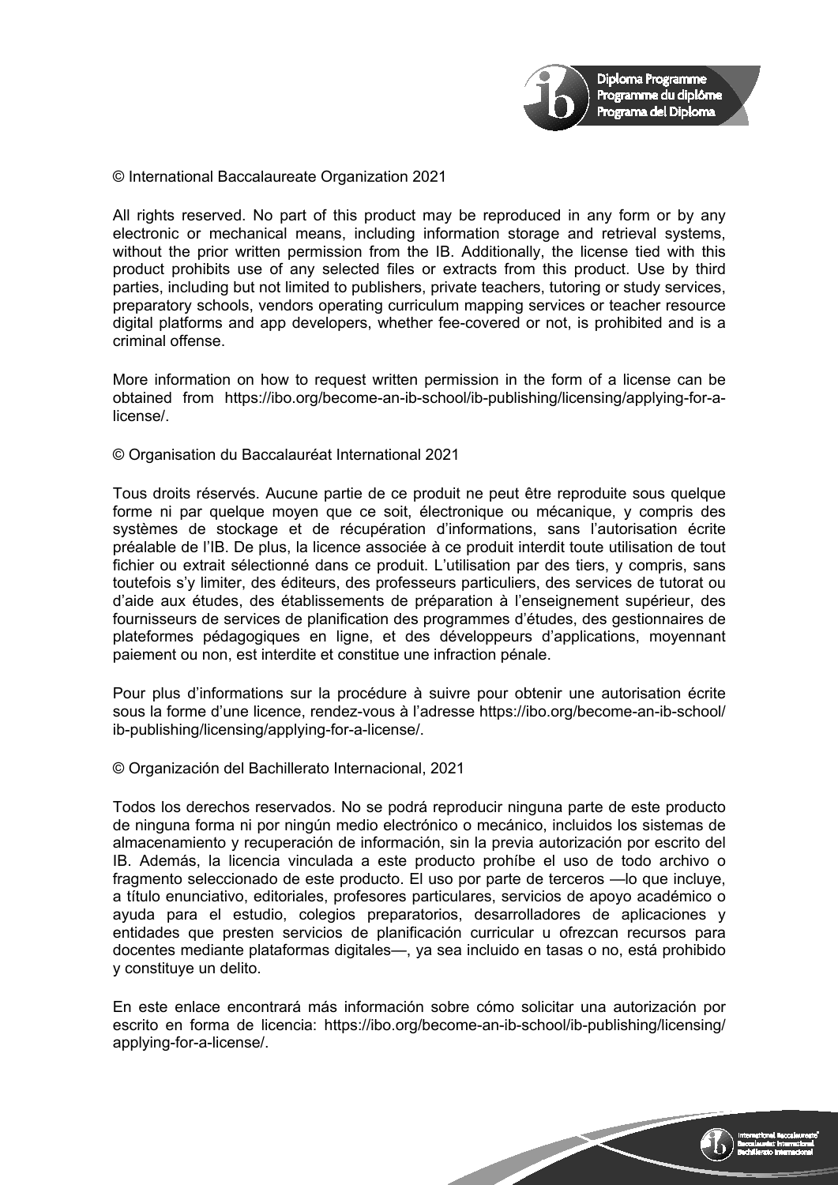© International Baccalaureate Organization 2021

All rights reserved. No part of this product may be reproduced in any form or by any electronic or mechanical means, including information storage and retrieval systems, without the prior written permission from the IB. Additionally, the license tied with this product prohibits use of any selected files or extracts from this product. Use by third parties, including but not limited to publishers, private teachers, tutoring or study services, preparatory schools, vendors operating curriculum mapping services or teacher resource digital platforms and app developers, whether fee-covered or not, is prohibited and is a criminal offense.

More information on how to request written permission in the form of a license can be obtained from https://ibo.org/become-an-ib-school/ib-publishing/licensing/applying-for-a-license/.

© Organisation du Baccalauréat International 2021

Tous droits réservés. Aucune partie de ce produit ne peut être reproduite sous quelque forme ni par quelque moyen que ce soit, électronique ou mécanique, y compris des systèmes de stockage et de récupération d'informations, sans l'autorisation écrite préalable de l'IB. De plus, la licence associée à ce produit interdit toute utilisation de tout fichier ou extrait sélectionné dans ce produit. L'utilisation par des tiers, y compris, sans toutefois s'y limiter, des éditeurs, des professeurs particuliers, des services de tutorat ou d'aide aux études, des établissements de préparation à l'enseignement supérieur, des fournisseurs de services de planification des programmes d'études, des gestionnaires de plateformes pédagogiques en ligne, et des développeurs d'applications, moyennant paiement ou non, est interdite et constitue une infraction pénale.

Pour plus d'informations sur la procédure à suivre pour obtenir une autorisation écrite sous la forme d'une licence, rendez-vous à l'adresse https://ibo.org/become-an-ib-school/ib-publishing/licensing/applying-for-a-license/.

© Organización del Bachillerato Internacional, 2021

Todos los derechos reservados. No se podrá reproducir ninguna parte de este producto de ninguna forma ni por ningún medio electrónico o mecánico, incluidos los sistemas de almacenamiento y recuperación de información, sin la previa autorización por escrito del IB. Además, la licencia vinculada a este producto prohíbe el uso de todo archivo o fragmento seleccionado de este producto. El uso por parte de terceros —lo que incluye, a título enunciativo, editoriales, profesores particulares, servicios de apoyo académico o ayuda para el estudio, colegios preparatorios, desarrolladores de aplicaciones y entidades que presten servicios de planificación curricular u ofrezcan recursos para docentes mediante plataformas digitales—, ya sea incluido en tasas o no, está prohibido y constituye un delito.

En este enlace encontrará más información sobre cómo solicitar una autorización por escrito en forma de licencia: https://ibo.org/become-an-ib-school/ib-publishing/licensing/applying-for-a-license/.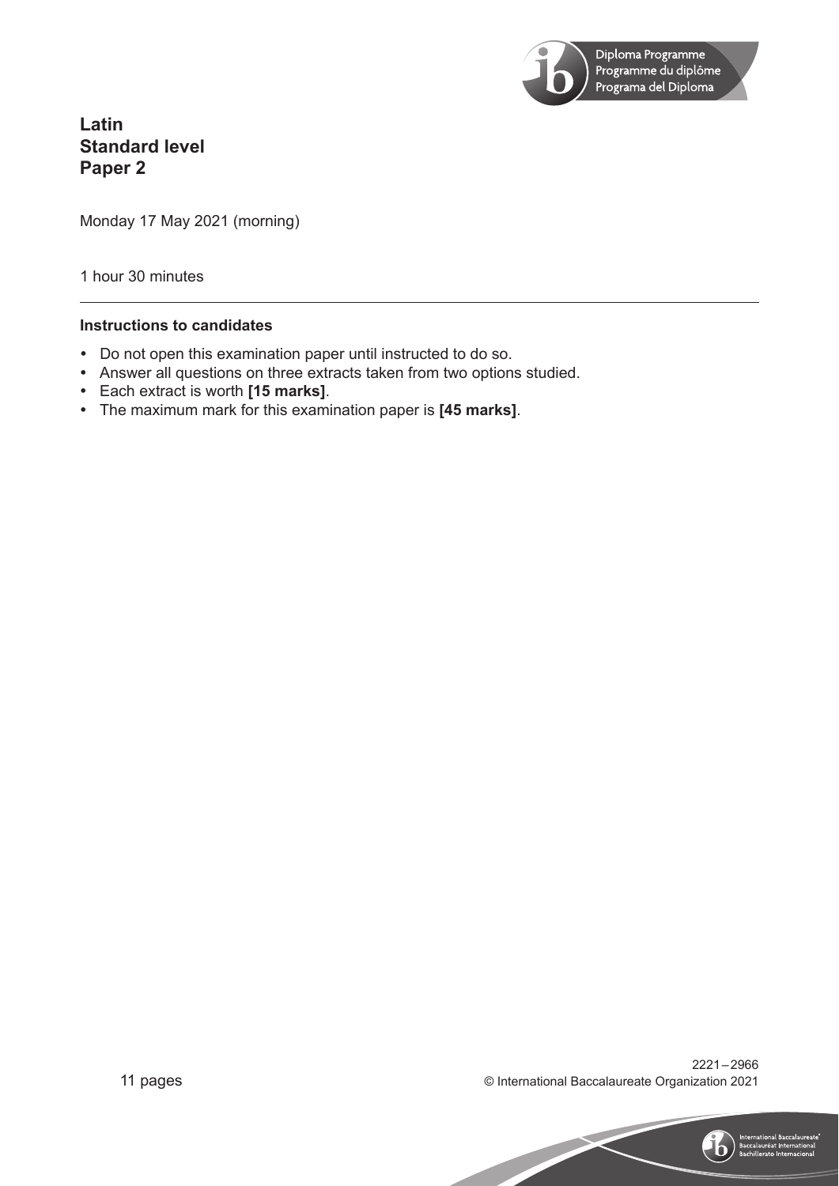# Latin
# Standard level
# Paper 2

Monday 17 May 2021 (morning)

1 hour 30 minutes

---

**Instructions to candidates**

- Do not open this examination paper until instructed to do so.
- Answer all questions on three extracts taken from two options studied.
- Each extract is worth **[15 marks]**.
- The maximum mark for this examination paper is **[45 marks]**.

11 pages

2221 – 2966

© International Baccalaureate Organization 2021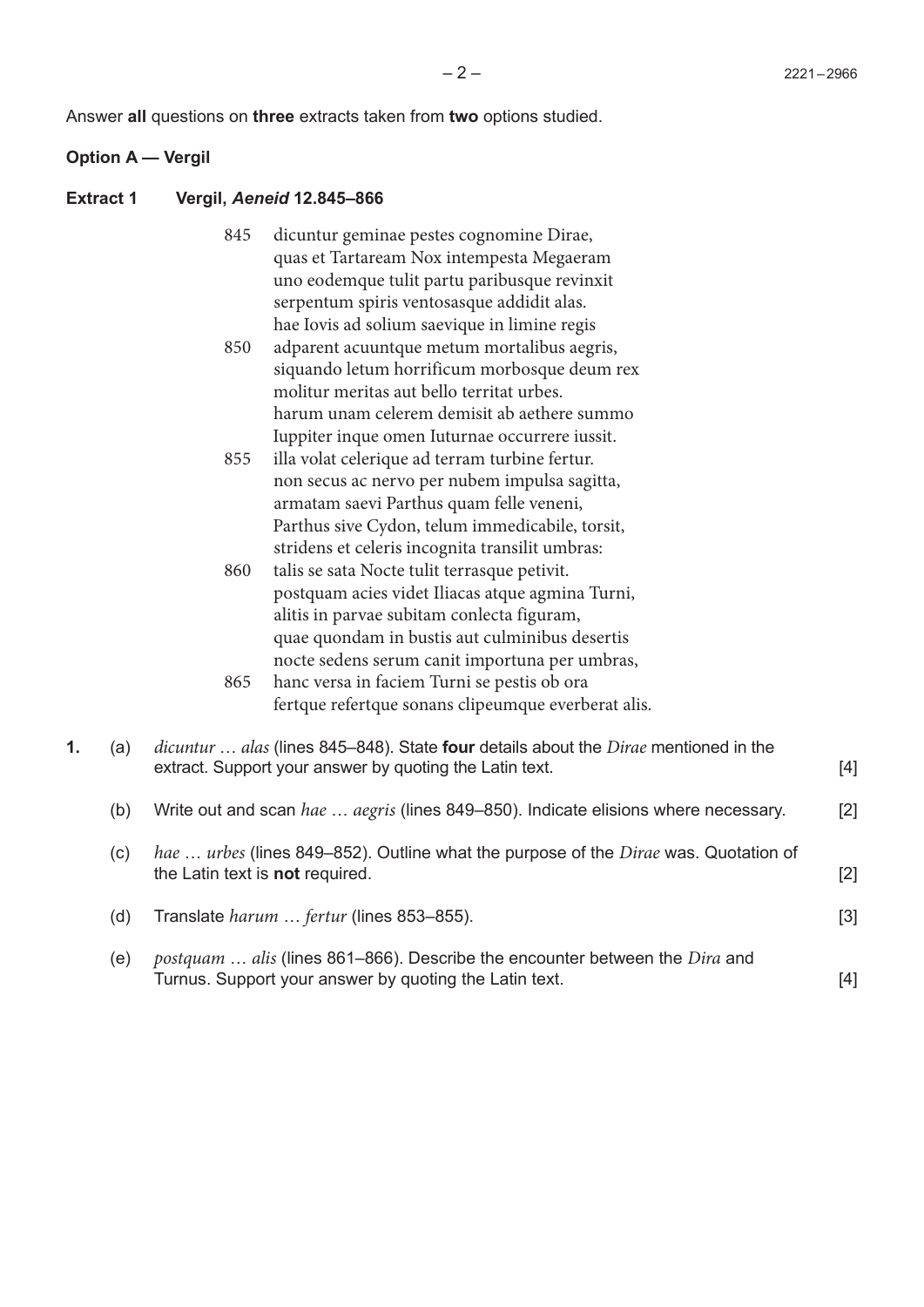Answer **all** questions on **three** extracts taken from **two** options studied.

## Option A — Vergil

### Extract 1 Vergil, *Aeneid* 12.845–866

845 dicuntur geminae pestes cognomine Dirae,
quas et Tartaream Nox intempesta Megaeram
uno eodemque tulit partu paribusque revinxit
serpentum spiris ventosasque addidit alas.
hae Iovis ad solium saevique in limine regis
850 adparent acuuntque metum mortalibus aegris,
siquando letum horrificum morbosque deum rex
molitur meritas aut bello territat urbes.
harum unam celerem demisit ab aethere summo
Iuppiter inque omen Iuturnae occurrere iussit.
855 illa volat celerique ad terram turbine fertur.
non secus ac nervo per nubem impulsa sagitta,
armatam saevi Parthus quam felle veneni,
Parthus sive Cydon, telum immedicabile, torsit,
stridens et celeris incognita transilit umbras:
860 talis se sata Nocte tulit terrasque petivit.
postquam acies videt Iliacas atque agmina Turni,
alitis in parvae subitam conlecta figuram,
quae quondam in bustis aut culminibus desertis
nocte sedens serum canit importuna per umbras,
865 hanc versa in faciem Turni se pestis ob ora
fertque refertque sonans clipeumque everberat alis.

**1.** (a) *dicuntur … alas* (lines 845–848). State **four** details about the *Dirae* mentioned in the extract. Support your answer by quoting the Latin text. [4]

(b) Write out and scan *hae … aegris* (lines 849–850). Indicate elisions where necessary. [2]

(c) *hae … urbes* (lines 849–852). Outline what the purpose of the *Dirae* was. Quotation of the Latin text is **not** required. [2]

(d) Translate *harum … fertur* (lines 853–855). [3]

(e) *postquam … alis* (lines 861–866). Describe the encounter between the *Dira* and Turnus. Support your answer by quoting the Latin text. [4]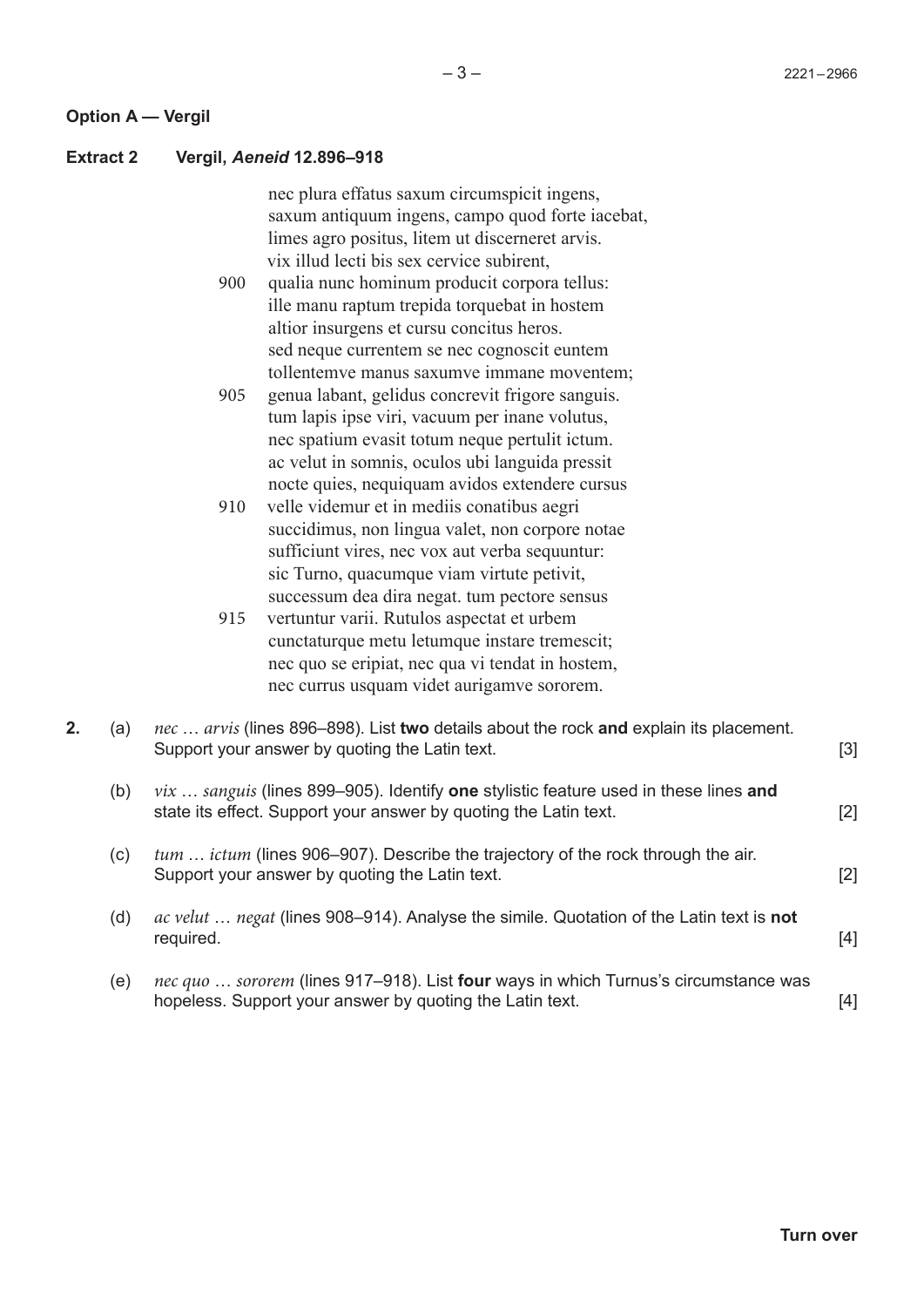## Option A — Vergil

### Extract 2 Vergil, *Aeneid* 12.896–918

nec plura effatus saxum circumspicit ingens,
saxum antiquum ingens, campo quod forte iacebat,
limes agro positus, litem ut discerneret arvis.
vix illud lecti bis sex cervice subirent,
900 qualia nunc hominum producit corpora tellus:
ille manu raptum trepida torquebat in hostem
altior insurgens et cursu concitus heros.
sed neque currentem se nec cognoscit euntem
tollentemve manus saxumve immane moventem;
905 genua labant, gelidus concrevit frigore sanguis.
tum lapis ipse viri, vacuum per inane volutus,
nec spatium evasit totum neque pertulit ictum.
ac velut in somnis, oculos ubi languida pressit
nocte quies, nequiquam avidos extendere cursus
910 velle videmur et in mediis conatibus aegri
succidimus, non lingua valet, non corpore notae
sufficiunt vires, nec vox aut verba sequuntur:
sic Turno, quacumque viam virtute petivit,
successum dea dira negat. tum pectore sensus
915 vertuntur varii. Rutulos aspectat et urbem
cunctaturque metu letumque instare tremescit;
nec quo se eripiat, nec qua vi tendat in hostem,
nec currus usquam videt aurigamve sororem.

**2.** (a) *nec … arvis* (lines 896–898). List **two** details about the rock **and** explain its placement. Support your answer by quoting the Latin text. [3]

(b) *vix … sanguis* (lines 899–905). Identify **one** stylistic feature used in these lines **and** state its effect. Support your answer by quoting the Latin text. [2]

(c) *tum … ictum* (lines 906–907). Describe the trajectory of the rock through the air. Support your answer by quoting the Latin text. [2]

(d) *ac velut … negat* (lines 908–914). Analyse the simile. Quotation of the Latin text is **not** required. [4]

(e) *nec quo … sororem* (lines 917–918). List **four** ways in which Turnus's circumstance was hopeless. Support your answer by quoting the Latin text. [4]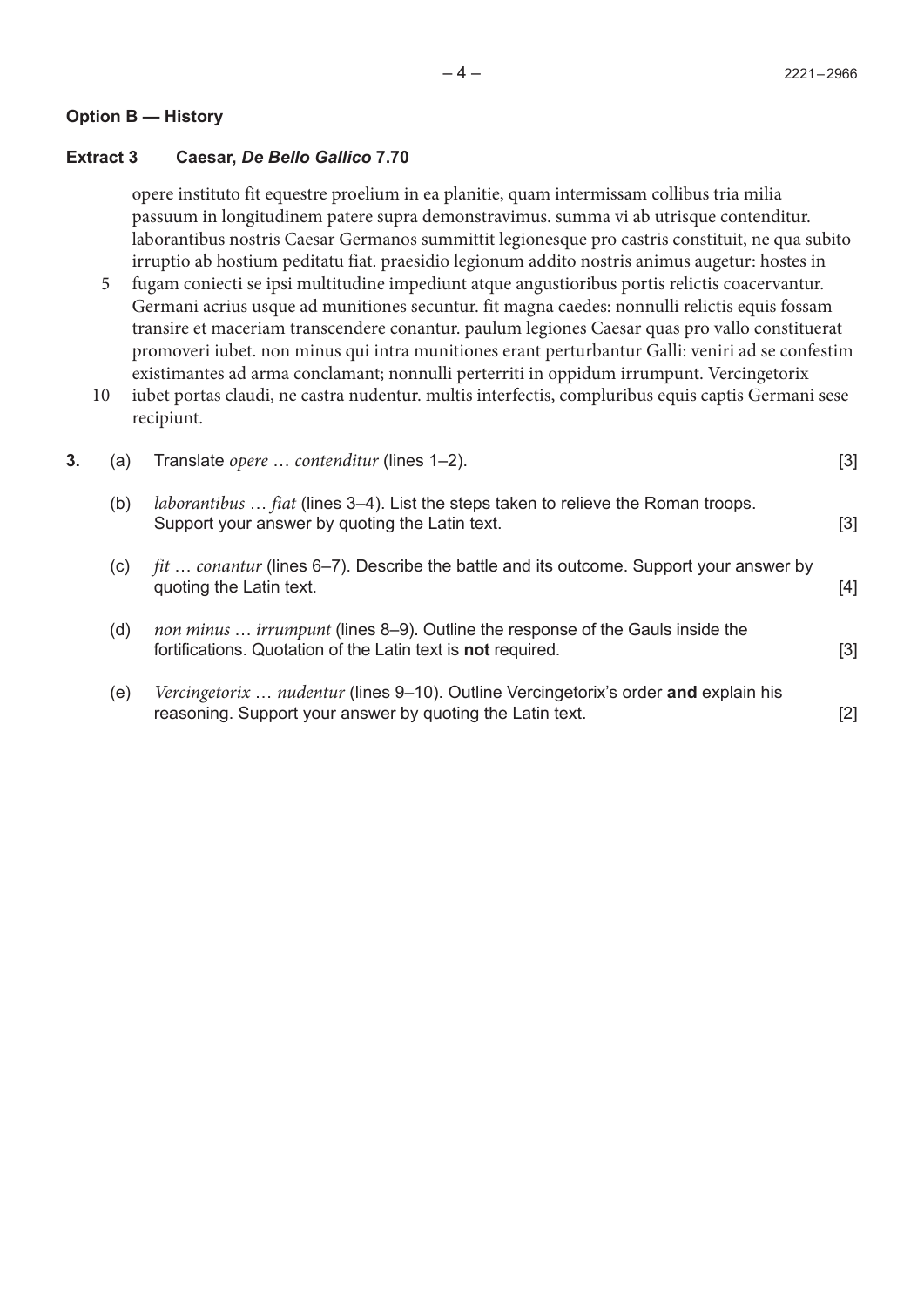## Option B — History

### Extract 3 Caesar, *De Bello Gallico* 7.70

opere instituto fit equestre proelium in ea planitie, quam intermissam collibus tria milia passuum in longitudinem patere supra demonstravimus. summa vi ab utrisque contenditur. laborantibus nostris Caesar Germanos summittit legionesque pro castris constituit, ne qua subito irruptio ab hostium peditatu fiat. praesidio legionum addito nostris animus augetur: hostes in
5 fugam coniecti se ipsi multitudine impediunt atque angustioribus portis relictis coacervantur. Germani acrius usque ad munitiones secuntur. fit magna caedes: nonnulli relictis equis fossam transire et maceriam transcendere conantur. paulum legiones Caesar quas pro vallo constituerat promoveri iubet. non minus qui intra munitiones erant perturbantur Galli: veniri ad se confestim existimantes ad arma conclamant; nonnulli perterriti in oppidum irrumpunt. Vercingetorix
10 iubet portas claudi, ne castra nudentur. multis interfectis, compluribus equis captis Germani sese recipiunt.

**3.** (a) Translate *opere … contenditur* (lines 1–2). [3]

(b) *laborantibus … fiat* (lines 3–4). List the steps taken to relieve the Roman troops. Support your answer by quoting the Latin text. [3]

(c) *fit … conantur* (lines 6–7). Describe the battle and its outcome. Support your answer by quoting the Latin text. [4]

(d) *non minus … irrumpunt* (lines 8–9). Outline the response of the Gauls inside the fortifications. Quotation of the Latin text is **not** required. [3]

(e) *Vercingetorix … nudentur* (lines 9–10). Outline Vercingetorix's order **and** explain his reasoning. Support your answer by quoting the Latin text. [2]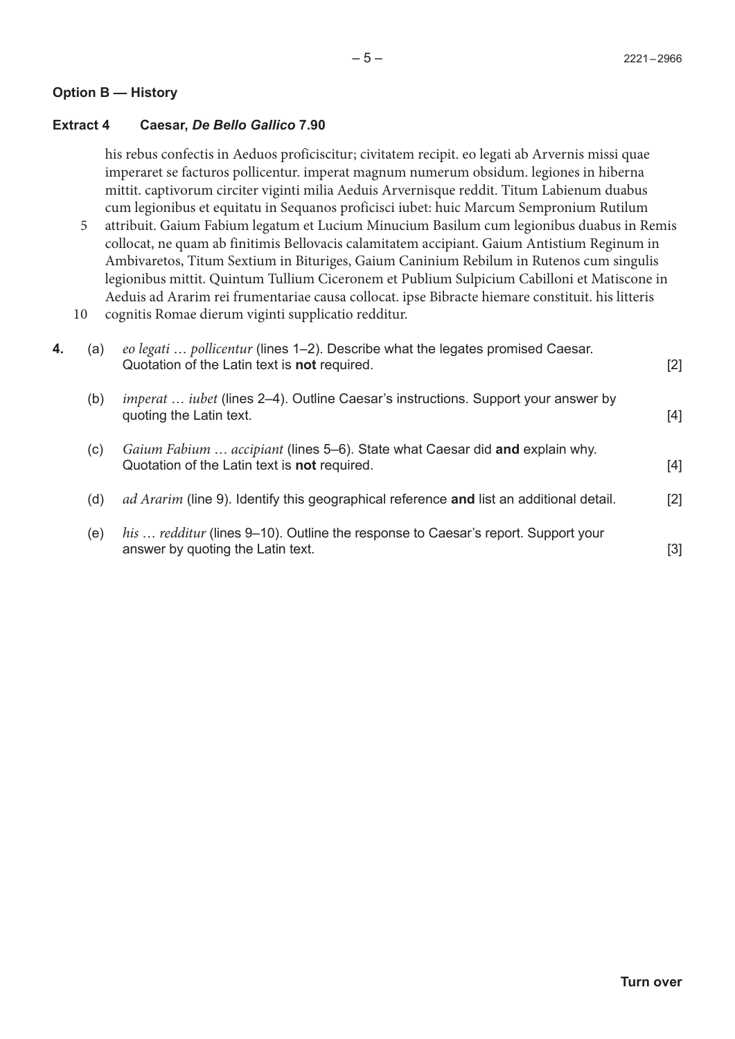## Option B — History

### Extract 4 Caesar, *De Bello Gallico* 7.90

his rebus confectis in Aeduos proficiscitur; civitatem recipit. eo legati ab Arvernis missi quae imperaret se facturos pollicentur. imperat magnum numerum obsidum. legiones in hiberna mittit. captivorum circiter viginti milia Aeduis Arvernisque reddit. Titum Labienum duabus cum legionibus et equitatu in Sequanos proficisci iubet: huic Marcum Sempronium Rutilum
5 attribuit. Gaium Fabium legatum et Lucium Minucium Basilum cum legionibus duabus in Remis collocat, ne quam ab finitimis Bellovacis calamitatem accipiant. Gaium Antistium Reginum in Ambivaretos, Titum Sextium in Bituriges, Gaium Caninium Rebilum in Rutenos cum singulis legionibus mittit. Quintum Tullium Ciceronem et Publium Sulpicium Cabilloni et Matiscone in Aeduis ad Ararim rei frumentariae causa collocat. ipse Bibracte hiemare constituit. his litteris
10 cognitis Romae dierum viginti supplicatio redditur.

**4.** (a) *eo legati … pollicentur* (lines 1–2). Describe what the legates promised Caesar. Quotation of the Latin text is **not** required. [2]

(b) *imperat … iubet* (lines 2–4). Outline Caesar's instructions. Support your answer by quoting the Latin text. [4]

(c) *Gaium Fabium … accipiant* (lines 5–6). State what Caesar did **and** explain why. Quotation of the Latin text is **not** required. [4]

(d) *ad Ararim* (line 9). Identify this geographical reference **and** list an additional detail. [2]

(e) *his … redditur* (lines 9–10). Outline the response to Caesar's report. Support your answer by quoting the Latin text. [3]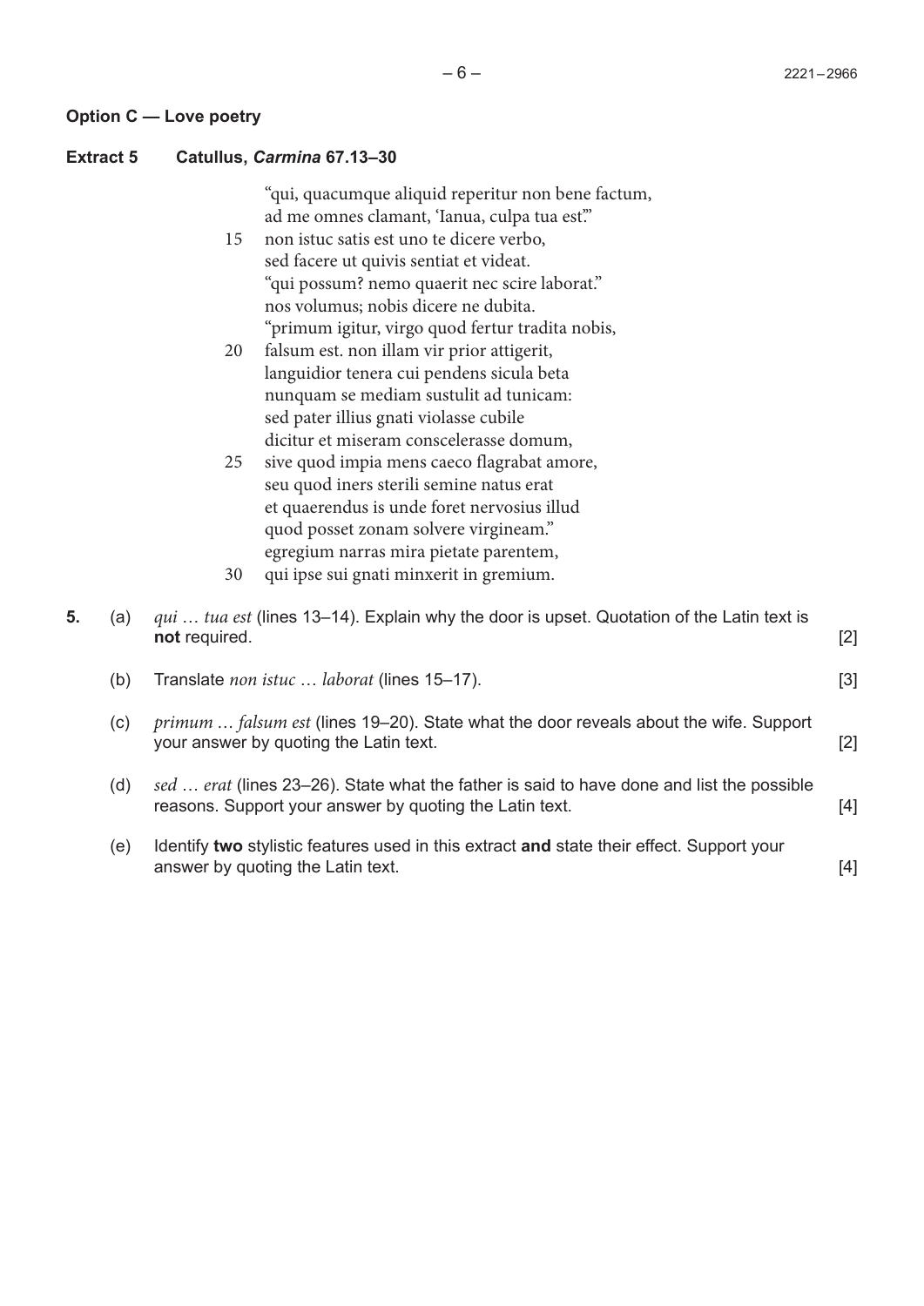## Option C — Love poetry

### Extract 5 Catullus, *Carmina* 67.13–30

"qui, quacumque aliquid reperitur non bene factum,  
ad me omnes clamant, 'Ianua, culpa tua est.'"  
15 non istuc satis est uno te dicere verbo,  
sed facere ut quivis sentiat et videat.  
"qui possum? nemo quaerit nec scire laborat."  
nos volumus; nobis dicere ne dubita.  
"primum igitur, virgo quod fertur tradita nobis,  
20 falsum est. non illam vir prior attigerit,  
languidior tenera cui pendens sicula beta  
nunquam se mediam sustulit ad tunicam:  
sed pater illius gnati violasse cubile  
dicitur et miseram conscelerasse domum,  
25 sive quod impia mens caeco flagrabat amore,  
seu quod iners sterili semine natus erat  
et quaerendus is unde foret nervosius illud  
quod posset zonam solvere virgineam."  
egregium narras mira pietate parentem,  
30 qui ipse sui gnati minxerit in gremium.

**5.** (a) *qui … tua est* (lines 13–14). Explain why the door is upset. Quotation of the Latin text is **not** required. [2]

(b) Translate *non istuc … laborat* (lines 15–17). [3]

(c) *primum … falsum est* (lines 19–20). State what the door reveals about the wife. Support your answer by quoting the Latin text. [2]

(d) *sed … erat* (lines 23–26). State what the father is said to have done and list the possible reasons. Support your answer by quoting the Latin text. [4]

(e) Identify **two** stylistic features used in this extract **and** state their effect. Support your answer by quoting the Latin text. [4]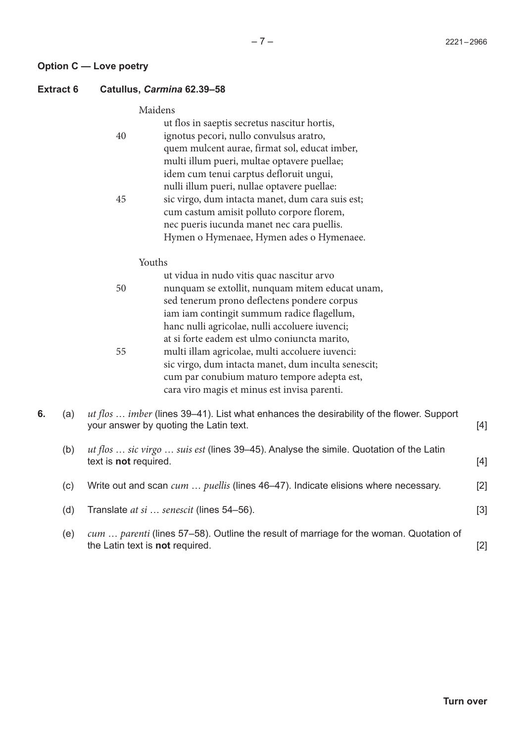## Option C — Love poetry

### Extract 6 Catullus, *Carmina* 62.39–58

Maidens

ut flos in saeptis secretus nascitur hortis,
40 ignotus pecori, nullo convulsus aratro,
quem mulcent aurae, firmat sol, educat imber,
multi illum pueri, multae optavere puellae;
idem cum tenui carptus defloruit ungui,
nulli illum pueri, nullae optavere puellae:
45 sic virgo, dum intacta manet, dum cara suis est;
cum castum amisit polluto corpore florem,
nec pueris iucunda manet nec cara puellis.
Hymen o Hymenaee, Hymen ades o Hymenaee.

Youths

ut vidua in nudo vitis quac nascitur arvo
50 nunquam se extollit, nunquam mitem educat unam,
sed tenerum prono deflectens pondere corpus
iam iam contingit summum radice flagellum,
hanc nulli agricolae, nulli accoluere iuvenci;
at si forte eadem est ulmo coniuncta marito,
55 multi illam agricolae, multi accoluere iuvenci:
sic virgo, dum intacta manet, dum inculta senescit;
cum par conubium maturo tempore adepta est,
cara viro magis et minus est invisa parenti.

**6.** (a) *ut flos … imber* (lines 39–41). List what enhances the desirability of the flower. Support your answer by quoting the Latin text. [4]

(b) *ut flos … sic virgo … suis est* (lines 39–45). Analyse the simile. Quotation of the Latin text is **not** required. [4]

(c) Write out and scan *cum … puellis* (lines 46–47). Indicate elisions where necessary. [2]

(d) Translate *at si … senescit* (lines 54–56). [3]

(e) *cum … parenti* (lines 57–58). Outline the result of marriage for the woman. Quotation of the Latin text is **not** required. [2]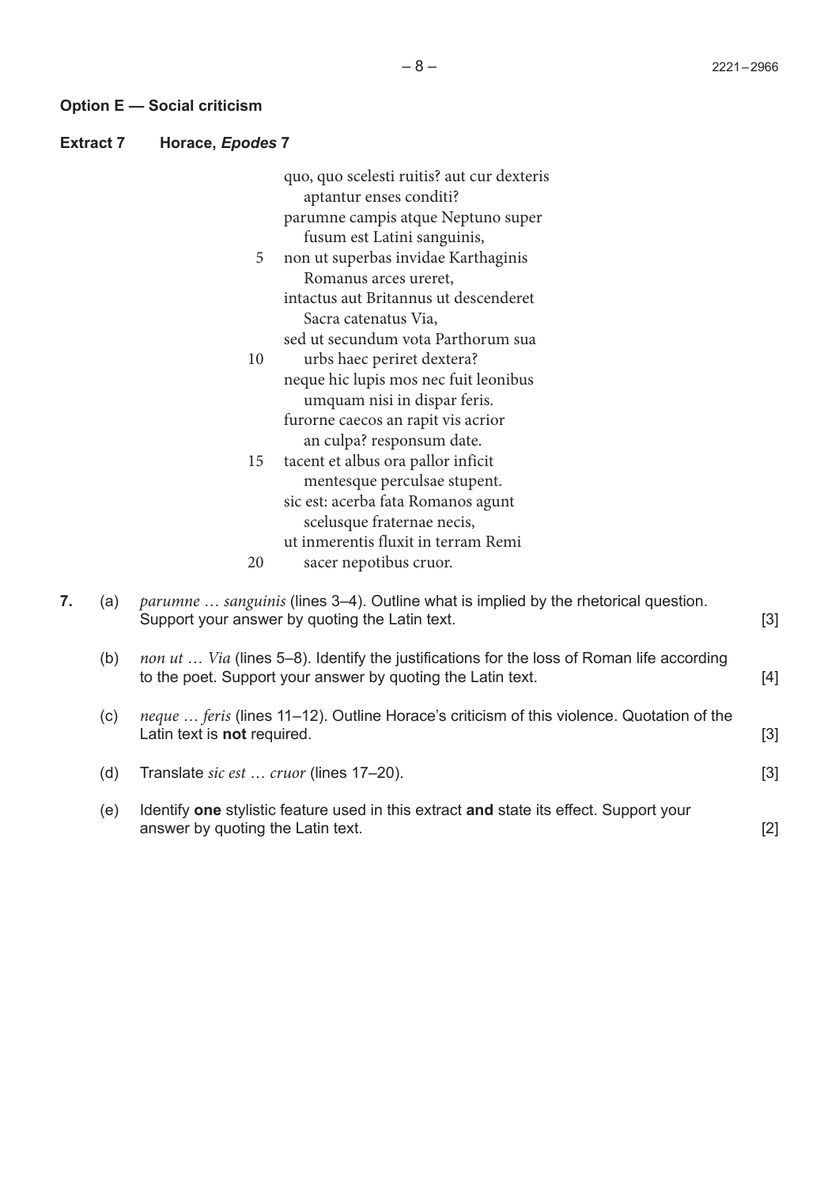## Option E — Social criticism

### Extract 7 Horace, *Epodes* 7

quo, quo scelesti ruitis? aut cur dexteris  
  aptantur enses conditi?  
parumne campis atque Neptuno super  
  fusum est Latini sanguinis,  
5 non ut superbas invidae Karthaginis  
  Romanus arces ureret,  
intactus aut Britannus ut descenderet  
  Sacra catenatus Via,  
sed ut secundum vota Parthorum sua  
10 urbs haec periret dextera?  
neque hic lupis mos nec fuit leonibus  
  umquam nisi in dispar feris.  
furorne caecos an rapit vis acrior  
  an culpa? responsum date.  
15 tacent et albus ora pallor inficit  
  mentesque perculsae stupent.  
sic est: acerba fata Romanos agunt  
  scelusque fraternae necis,  
ut inmerentis fluxit in terram Remi  
20 sacer nepotibus cruor.

**7.** (a) *parumne … sanguinis* (lines 3–4). Outline what is implied by the rhetorical question. Support your answer by quoting the Latin text. [3]

(b) *non ut … Via* (lines 5–8). Identify the justifications for the loss of Roman life according to the poet. Support your answer by quoting the Latin text. [4]

(c) *neque … feris* (lines 11–12). Outline Horace's criticism of this violence. Quotation of the Latin text is **not** required. [3]

(d) Translate *sic est … cruor* (lines 17–20). [3]

(e) Identify **one** stylistic feature used in this extract **and** state its effect. Support your answer by quoting the Latin text. [2]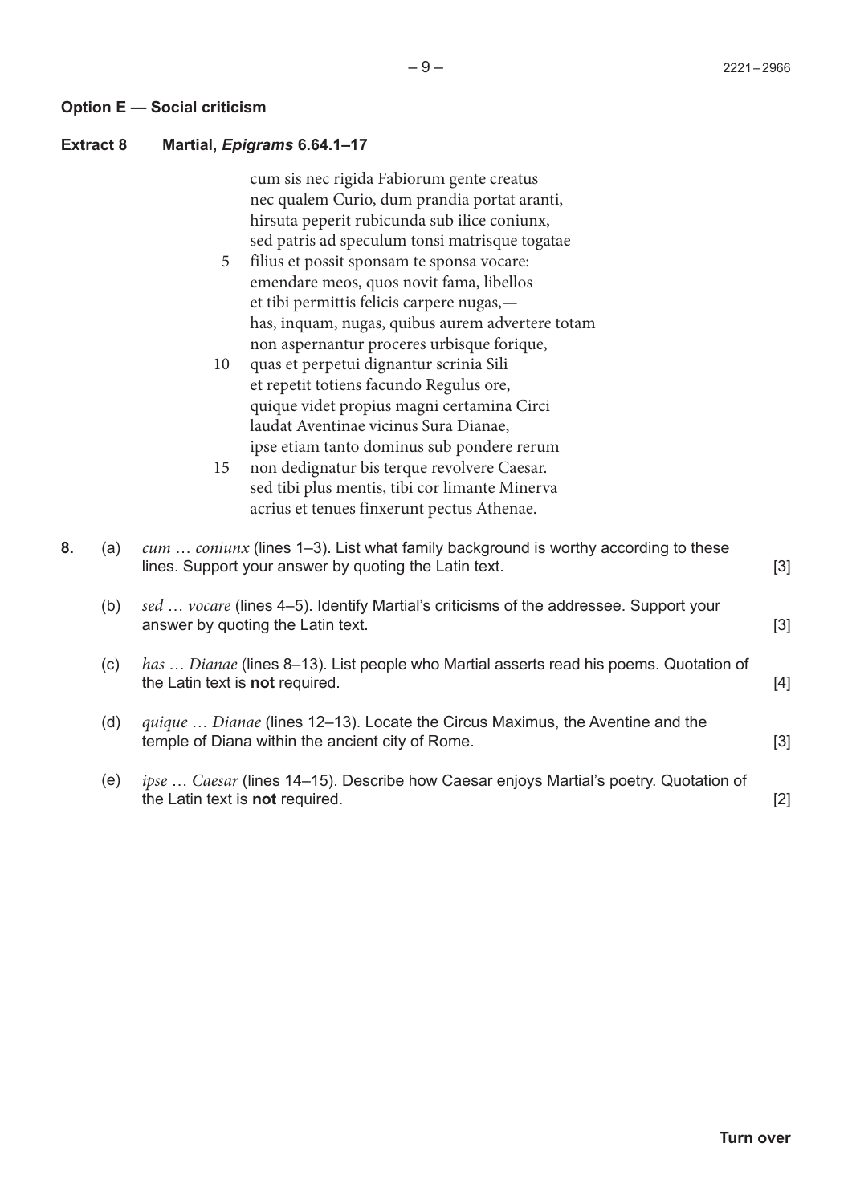## Option E — Social criticism

### Extract 8 Martial, *Epigrams* 6.64.1–17

```
     cum sis nec rigida Fabiorum gente creatus
     nec qualem Curio, dum prandia portat aranti,
     hirsuta peperit rubicunda sub ilice coniunx,
     sed patris ad speculum tonsi matrisque togatae
 5   filius et possit sponsam te sponsa vocare:
     emendare meos, quos novit fama, libellos
     et tibi permittis felicis carpere nugas,—
     has, inquam, nugas, quibus aurem advertere totam
     non aspernantur proceres urbisque forique,
10   quas et perpetui dignantur scrinia Sili
     et repetit totiens facundo Regulus ore,
     quique videt propius magni certamina Circi
     laudat Aventinae vicinus Sura Dianae,
     ipse etiam tanto dominus sub pondere rerum
15   non dedignatur bis terque revolvere Caesar.
     sed tibi plus mentis, tibi cor limante Minerva
     acrius et tenues finxerunt pectus Athenae.
```

**8.** (a) *cum … coniunx* (lines 1–3). List what family background is worthy according to these lines. Support your answer by quoting the Latin text. [3]

(b) *sed … vocare* (lines 4–5). Identify Martial's criticisms of the addressee. Support your answer by quoting the Latin text. [3]

(c) *has … Dianae* (lines 8–13). List people who Martial asserts read his poems. Quotation of the Latin text is **not** required. [4]

(d) *quique … Dianae* (lines 12–13). Locate the Circus Maximus, the Aventine and the temple of Diana within the ancient city of Rome. [3]

(e) *ipse … Caesar* (lines 14–15). Describe how Caesar enjoys Martial's poetry. Quotation of the Latin text is **not** required. [2]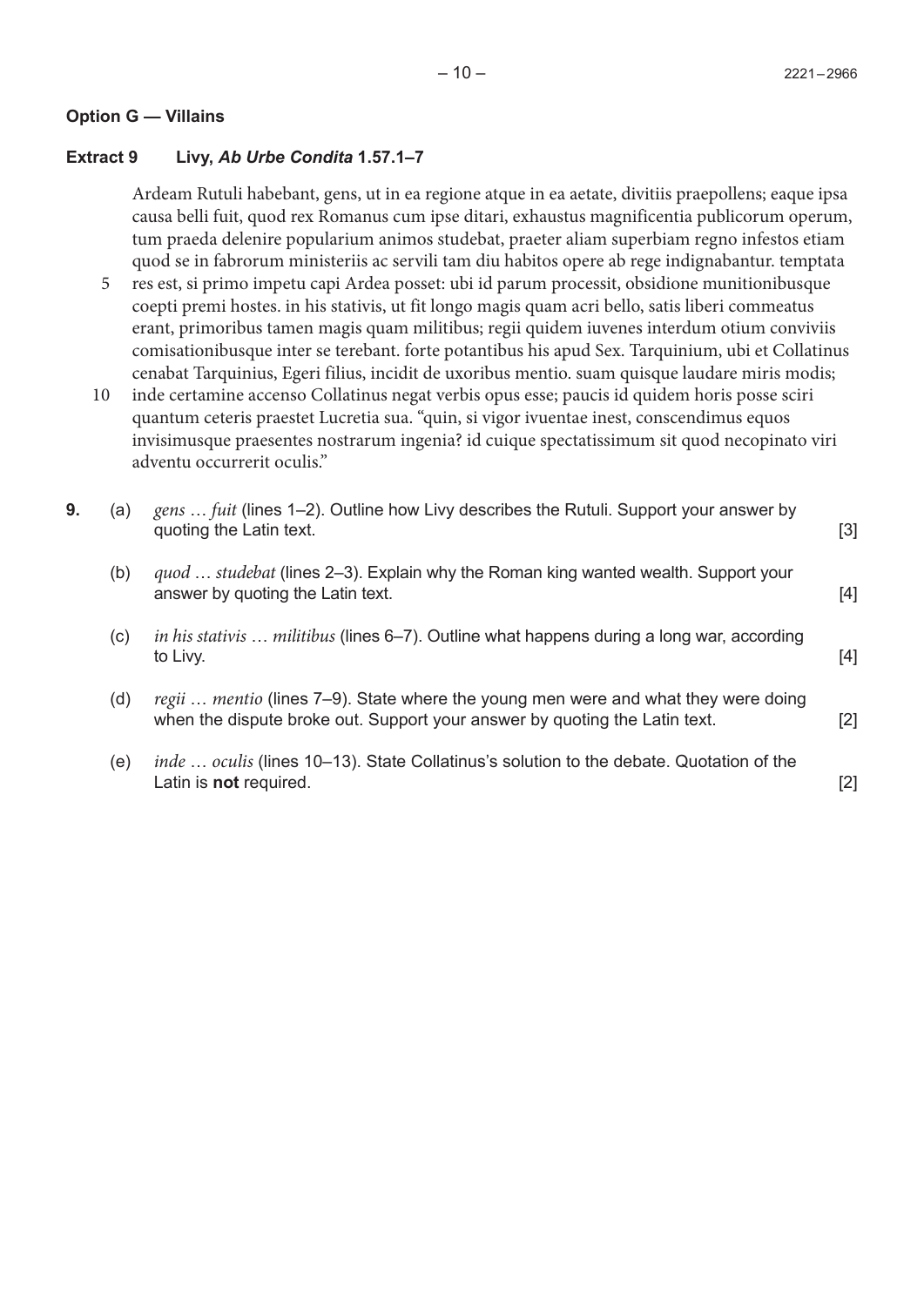**Option G — Villains**

**Extract 9 Livy, *Ab Urbe Condita* 1.57.1–7**

Ardeam Rutuli habebant, gens, ut in ea regione atque in ea aetate, divitiis praepollens; eaque ipsa causa belli fuit, quod rex Romanus cum ipse ditari, exhaustus magnificentia publicorum operum, tum praeda delenire popularium animos studebat, praeter aliam superbiam regno infestos etiam quod se in fabrorum ministeriis ac servili tam diu habitos opere ab rege indignabantur. temptata
5 res est, si primo impetu capi Ardea posset: ubi id parum processit, obsidione munitionibusque coepti premi hostes. in his stativis, ut fit longo magis quam acri bello, satis liberi commeatus erant, primoribus tamen magis quam militibus; regii quidem iuvenes interdum otium conviviis comisationibusque inter se terebant. forte potantibus his apud Sex. Tarquinium, ubi et Collatinus cenabat Tarquinius, Egeri filius, incidit de uxoribus mentio. suam quisque laudare miris modis;
10 inde certamine accenso Collatinus negat verbis opus esse; paucis id quidem horis posse sciri quantum ceteris praestet Lucretia sua. "quin, si vigor ivuentae inest, conscendimus equos invisimusque praesentes nostrarum ingenia? id cuique spectatissimum sit quod necopinato viri adventu occurrerit oculis."

**9.** (a) *gens … fuit* (lines 1–2). Outline how Livy describes the Rutuli. Support your answer by quoting the Latin text. [3]

(b) *quod … studebat* (lines 2–3). Explain why the Roman king wanted wealth. Support your answer by quoting the Latin text. [4]

(c) *in his stativis … militibus* (lines 6–7). Outline what happens during a long war, according to Livy. [4]

(d) *regii … mentio* (lines 7–9). State where the young men were and what they were doing when the dispute broke out. Support your answer by quoting the Latin text. [2]

(e) *inde … oculis* (lines 10–13). State Collatinus's solution to the debate. Quotation of the Latin is **not** required. [2]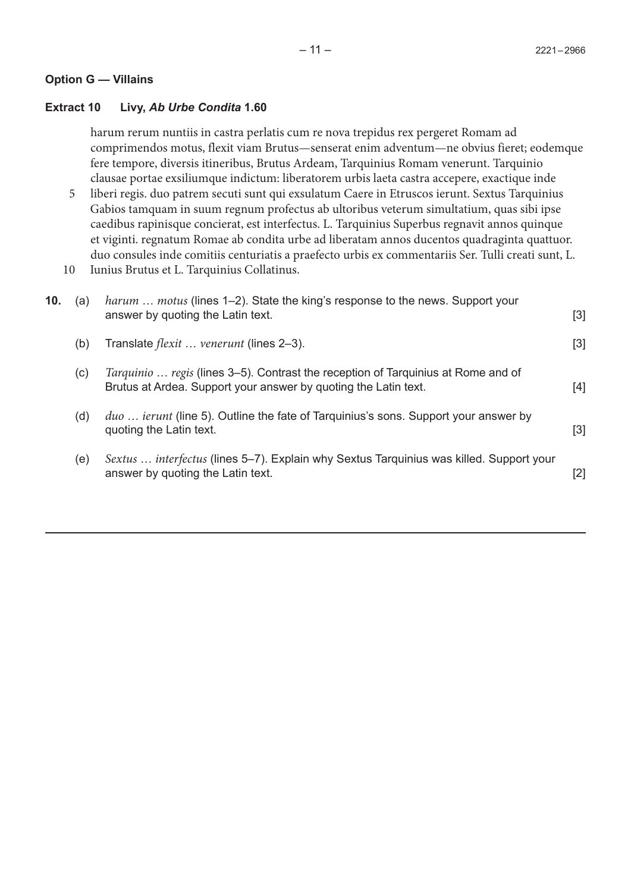## Option G — Villains

### Extract 10 Livy, *Ab Urbe Condita* 1.60

harum rerum nuntiis in castra perlatis cum re nova trepidus rex pergeret Romam ad comprimendos motus, flexit viam Brutus—senserat enim adventum—ne obvius fieret; eodemque fere tempore, diversis itineribus, Brutus Ardeam, Tarquinius Romam venerunt. Tarquinio clausae portae exsiliumque indictum: liberatorem urbis laeta castra accepere, exactique inde
5 liberi regis. duo patrem secuti sunt qui exsulatum Caere in Etruscos ierunt. Sextus Tarquinius Gabios tamquam in suum regnum profectus ab ultoribus veterum simultatium, quas sibi ipse caedibus rapinisque concierat, est interfectus. L. Tarquinius Superbus regnavit annos quinque et viginti. regnatum Romae ab condita urbe ad liberatam annos ducentos quadraginta quattuor. duo consules inde comitiis centuriatis a praefecto urbis ex commentariis Ser. Tulli creati sunt, L.
10 Iunius Brutus et L. Tarquinius Collatinus.

**10.** (a) *harum … motus* (lines 1–2). State the king's response to the news. Support your answer by quoting the Latin text. [3]

(b) Translate *flexit … venerunt* (lines 2–3). [3]

(c) *Tarquinio … regis* (lines 3–5). Contrast the reception of Tarquinius at Rome and of Brutus at Ardea. Support your answer by quoting the Latin text. [4]

(d) *duo … ierunt* (line 5). Outline the fate of Tarquinius's sons. Support your answer by quoting the Latin text. [3]

(e) *Sextus … interfectus* (lines 5–7). Explain why Sextus Tarquinius was killed. Support your answer by quoting the Latin text. [2]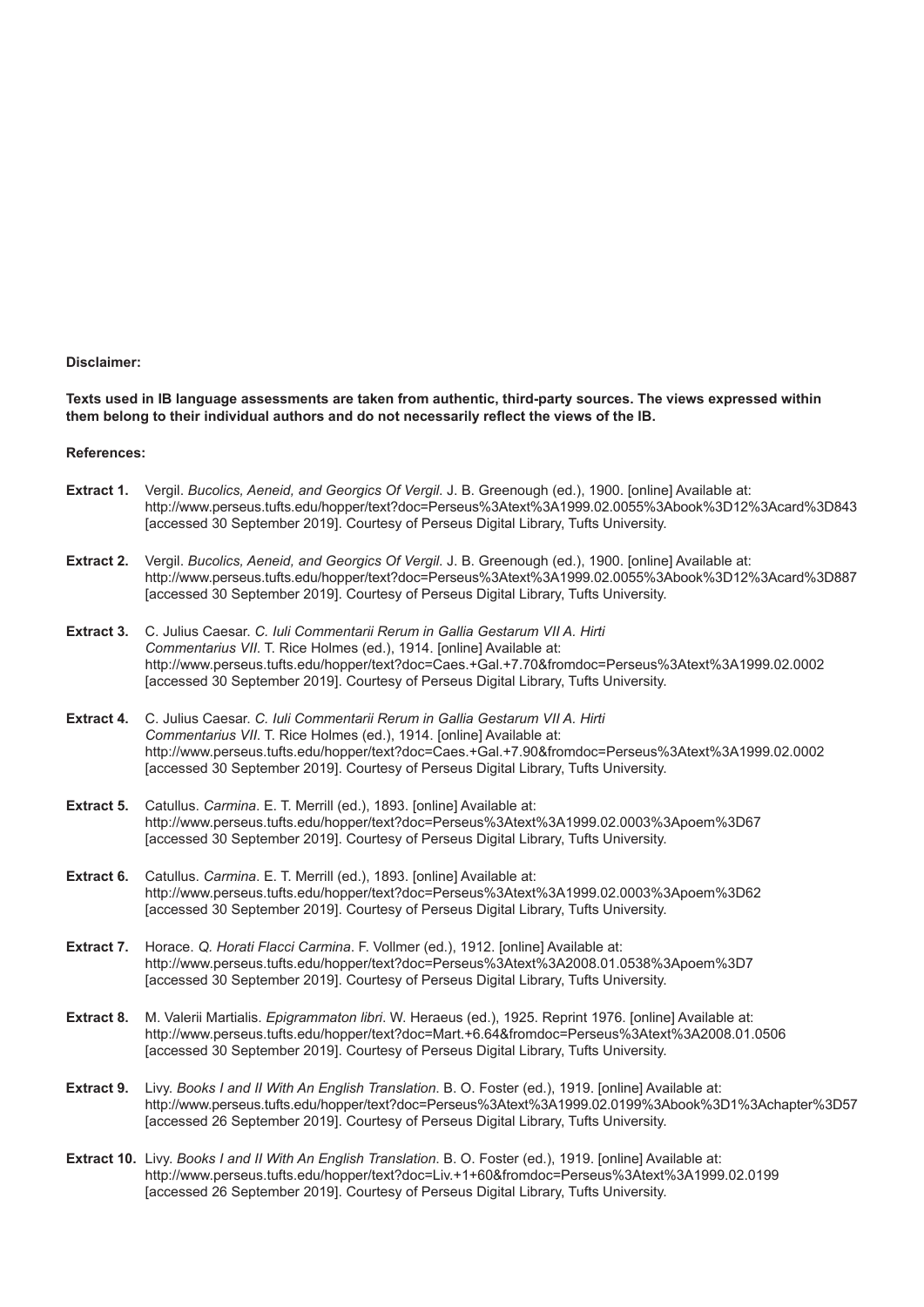**Disclaimer:**

**Texts used in IB language assessments are taken from authentic, third-party sources. The views expressed within them belong to their individual authors and do not necessarily reflect the views of the IB.**

**References:**

**Extract 1.** Vergil. *Bucolics, Aeneid, and Georgics Of Vergil*. J. B. Greenough (ed.), 1900. [online] Available at: http://www.perseus.tufts.edu/hopper/text?doc=Perseus%3Atext%3A1999.02.0055%3Abook%3D12%3Acard%3D843 [accessed 30 September 2019]. Courtesy of Perseus Digital Library, Tufts University.

**Extract 2.** Vergil. *Bucolics, Aeneid, and Georgics Of Vergil*. J. B. Greenough (ed.), 1900. [online] Available at: http://www.perseus.tufts.edu/hopper/text?doc=Perseus%3Atext%3A1999.02.0055%3Abook%3D12%3Acard%3D887 [accessed 30 September 2019]. Courtesy of Perseus Digital Library, Tufts University.

**Extract 3.** C. Julius Caesar. *C. Iuli Commentarii Rerum in Gallia Gestarum VII A. Hirti Commentarius VII*. T. Rice Holmes (ed.), 1914. [online] Available at: http://www.perseus.tufts.edu/hopper/text?doc=Caes.+Gal.+7.70&fromdoc=Perseus%3Atext%3A1999.02.0002 [accessed 30 September 2019]. Courtesy of Perseus Digital Library, Tufts University.

**Extract 4.** C. Julius Caesar. *C. Iuli Commentarii Rerum in Gallia Gestarum VII A. Hirti Commentarius VII*. T. Rice Holmes (ed.), 1914. [online] Available at: http://www.perseus.tufts.edu/hopper/text?doc=Caes.+Gal.+7.90&fromdoc=Perseus%3Atext%3A1999.02.0002 [accessed 30 September 2019]. Courtesy of Perseus Digital Library, Tufts University.

**Extract 5.** Catullus. *Carmina*. E. T. Merrill (ed.), 1893. [online] Available at: http://www.perseus.tufts.edu/hopper/text?doc=Perseus%3Atext%3A1999.02.0003%3Apoem%3D67 [accessed 30 September 2019]. Courtesy of Perseus Digital Library, Tufts University.

**Extract 6.** Catullus. *Carmina*. E. T. Merrill (ed.), 1893. [online] Available at: http://www.perseus.tufts.edu/hopper/text?doc=Perseus%3Atext%3A1999.02.0003%3Apoem%3D62 [accessed 30 September 2019]. Courtesy of Perseus Digital Library, Tufts University.

**Extract 7.** Horace. *Q. Horati Flacci Carmina*. F. Vollmer (ed.), 1912. [online] Available at: http://www.perseus.tufts.edu/hopper/text?doc=Perseus%3Atext%3A2008.01.0538%3Apoem%3D7 [accessed 30 September 2019]. Courtesy of Perseus Digital Library, Tufts University.

**Extract 8.** M. Valerii Martialis. *Epigrammaton libri*. W. Heraeus (ed.), 1925. Reprint 1976. [online] Available at: http://www.perseus.tufts.edu/hopper/text?doc=Mart.+6.64&fromdoc=Perseus%3Atext%3A2008.01.0506 [accessed 30 September 2019]. Courtesy of Perseus Digital Library, Tufts University.

**Extract 9.** Livy. *Books I and II With An English Translation*. B. O. Foster (ed.), 1919. [online] Available at: http://www.perseus.tufts.edu/hopper/text?doc=Perseus%3Atext%3A1999.02.0199%3Abook%3D1%3Achapter%3D57 [accessed 26 September 2019]. Courtesy of Perseus Digital Library, Tufts University.

**Extract 10.** Livy. *Books I and II With An English Translation*. B. O. Foster (ed.), 1919. [online] Available at: http://www.perseus.tufts.edu/hopper/text?doc=Liv.+1+60&fromdoc=Perseus%3Atext%3A1999.02.0199 [accessed 26 September 2019]. Courtesy of Perseus Digital Library, Tufts University.